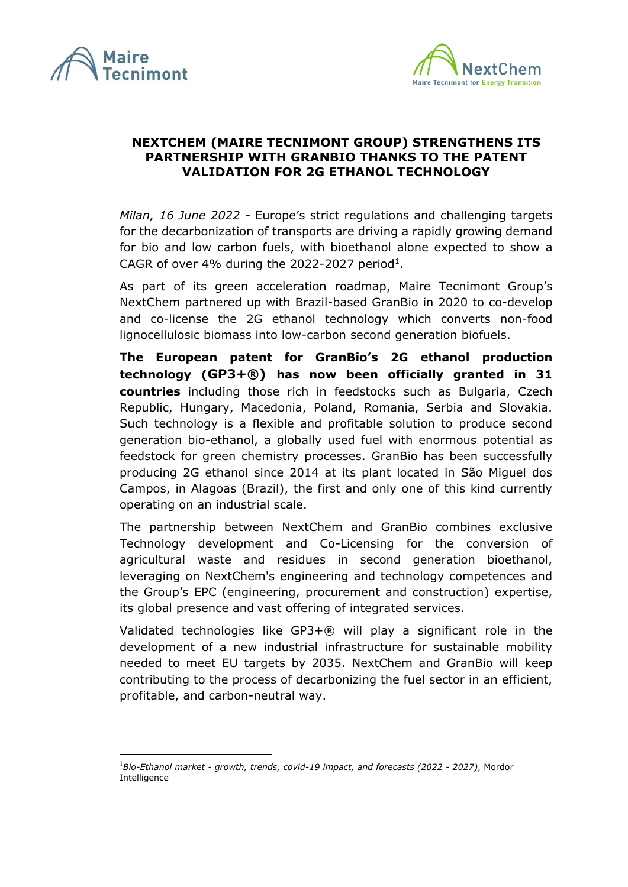# NEXTCHEM (MAIRE TECNIMONT GROUP) STRENGTHENS ITS PARTNERSHIP WITH GRANBIO THANKS TO THE PATENT VALIDATION FOR 2G ETHANOL TECHNOLOGY

*Milan, 16 June 2022* - Europe's strict regulations and challenging targets for the decarbonization of transports are driving a rapidly growing demand for bio and low carbon fuels, with bioethanol alone expected to show a CAGR of over 4% during the 2022-2027 period[1].

As part of its green acceleration roadmap, Maire Tecnimont Group's NextChem partnered up with Brazil-based GranBio in 2020 to co-develop and co-license the 2G ethanol technology which converts non-food lignocellulosic biomass into low-carbon second generation biofuels.

**The European patent for GranBio's 2G ethanol production technology (GP3+®) has now been officially granted in 31 countries** including those rich in feedstocks such as Bulgaria, Czech Republic, Hungary, Macedonia, Poland, Romania, Serbia and Slovakia. Such technology is a flexible and profitable solution to produce second generation bio-ethanol, a globally used fuel with enormous potential as feedstock for green chemistry processes. GranBio has been successfully producing 2G ethanol since 2014 at its plant located in São Miguel dos Campos, in Alagoas (Brazil), the first and only one of this kind currently operating on an industrial scale.

The partnership between NextChem and GranBio combines exclusive Technology development and Co-Licensing for the conversion of agricultural waste and residues in second generation bioethanol, leveraging on NextChem's engineering and technology competences and the Group's EPC (engineering, procurement and construction) expertise, its global presence and vast offering of integrated services.

Validated technologies like GP3+® will play a significant role in the development of a new industrial infrastructure for sustainable mobility needed to meet EU targets by 2035. NextChem and GranBio will keep contributing to the process of decarbonizing the fuel sector in an efficient, profitable, and carbon-neutral way.

---

[1] *Bio-Ethanol market - growth, trends, covid-19 impact, and forecasts (2022 - 2027)*, Mordor Intelligence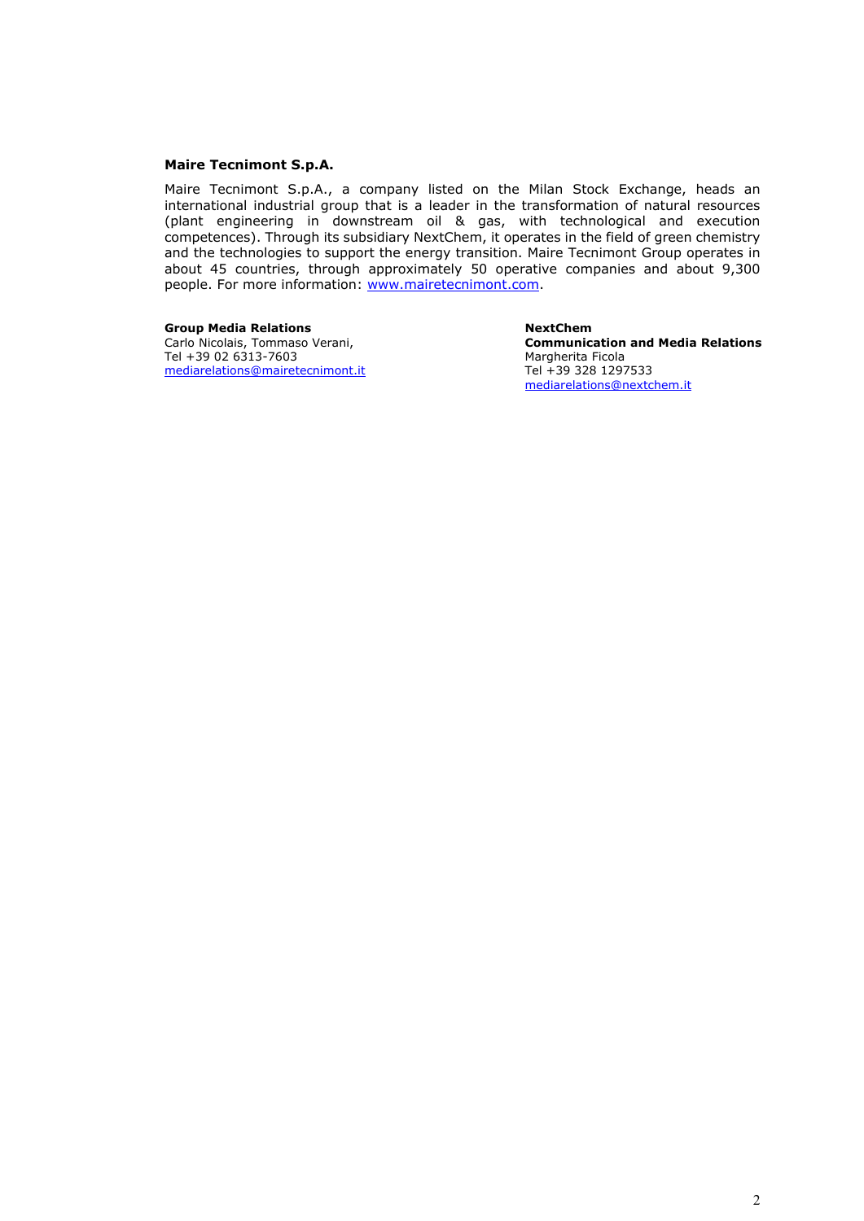**Maire Tecnimont S.p.A.**

Maire Tecnimont S.p.A., a company listed on the Milan Stock Exchange, heads an international industrial group that is a leader in the transformation of natural resources (plant engineering in downstream oil & gas, with technological and execution competences). Through its subsidiary NextChem, it operates in the field of green chemistry and the technologies to support the energy transition. Maire Tecnimont Group operates in about 45 countries, through approximately 50 operative companies and about 9,300 people. For more information: www.mairetecnimont.com.

**Group Media Relations**
Carlo Nicolais, Tommaso Verani,
Tel +39 02 6313-7603
mediarelations@mairetecnimont.it

**NextChem**
**Communication and Media Relations**
Margherita Ficola
Tel +39 328 1297533
mediarelations@nextchem.it